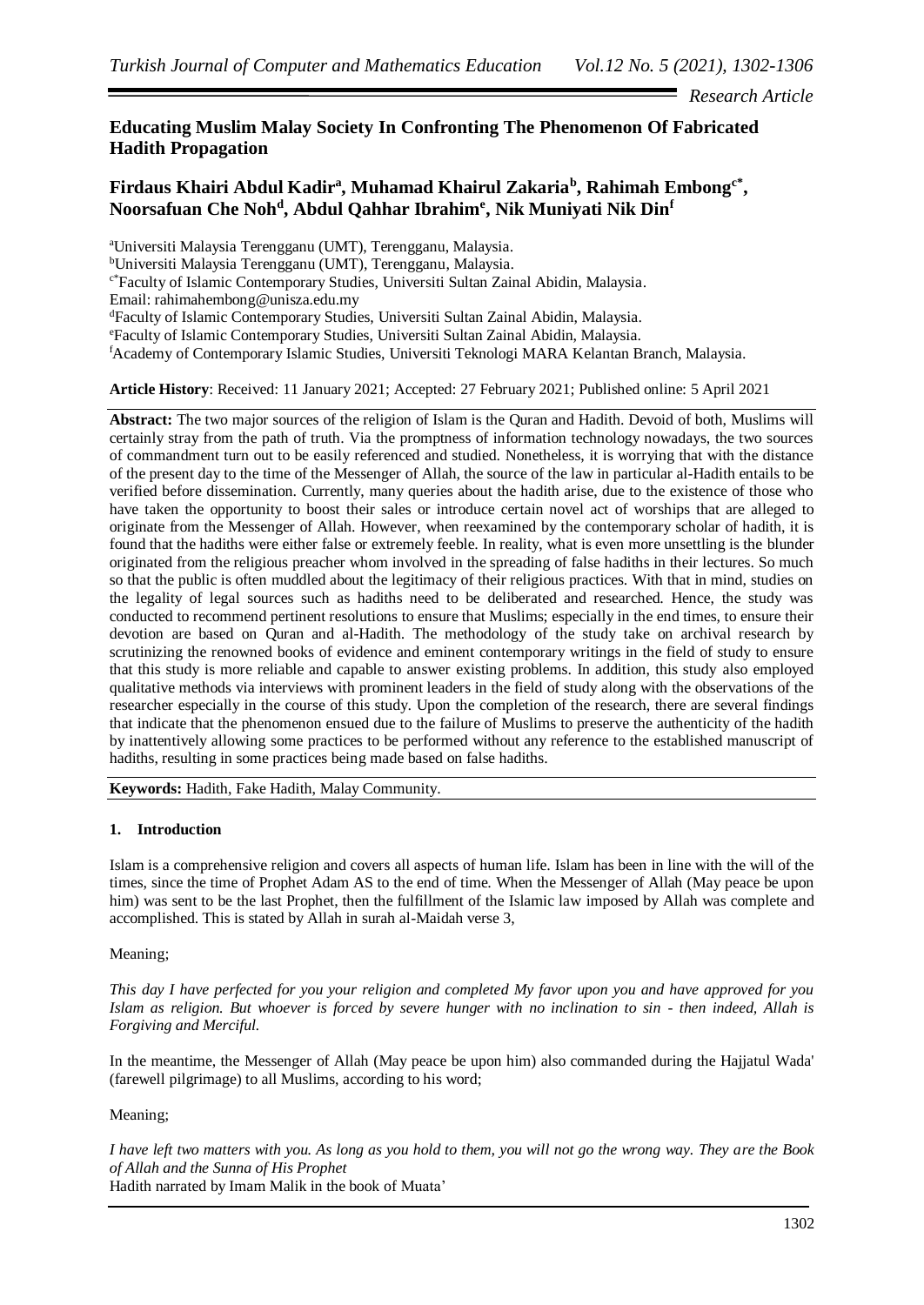*Research Article*

# Educating Muslim Malay Society In Confronting The Phenomenon Of Fabricated Hadith Propagation

## Firdaus Khairi Abdul Kadir[a], Muhamad Khairul Zakaria[b], Rahimah Embong[c*], Noorsafuan Che Noh[d], Abdul Qahhar Ibrahim[e], Nik Muniyati Nik Din[f]

[a]Universiti Malaysia Terengganu (UMT), Terengganu, Malaysia.
[b]Universiti Malaysia Terengganu (UMT), Terengganu, Malaysia.
[c*]Faculty of Islamic Contemporary Studies, Universiti Sultan Zainal Abidin, Malaysia.
Email: rahimahembong@unisza.edu.my
[d]Faculty of Islamic Contemporary Studies, Universiti Sultan Zainal Abidin, Malaysia.
[e]Faculty of Islamic Contemporary Studies, Universiti Sultan Zainal Abidin, Malaysia.
[f]Academy of Contemporary Islamic Studies, Universiti Teknologi MARA Kelantan Branch, Malaysia.

**Article History**: Received: 11 January 2021; Accepted: 27 February 2021; Published online: 5 April 2021

**Abstract:** The two major sources of the religion of Islam is the Quran and Hadith. Devoid of both, Muslims will certainly stray from the path of truth. Via the promptness of information technology nowadays, the two sources of commandment turn out to be easily referenced and studied. Nonetheless, it is worrying that with the distance of the present day to the time of the Messenger of Allah, the source of the law in particular al-Hadith entails to be verified before dissemination. Currently, many queries about the hadith arise, due to the existence of those who have taken the opportunity to boost their sales or introduce certain novel act of worships that are alleged to originate from the Messenger of Allah. However, when reexamined by the contemporary scholar of hadith, it is found that the hadiths were either false or extremely feeble. In reality, what is even more unsettling is the blunder originated from the religious preacher whom involved in the spreading of false hadiths in their lectures. So much so that the public is often muddled about the legitimacy of their religious practices. With that in mind, studies on the legality of legal sources such as hadiths need to be deliberated and researched. Hence, the study was conducted to recommend pertinent resolutions to ensure that Muslims; especially in the end times, to ensure their devotion are based on Quran and al-Hadith. The methodology of the study take on archival research by scrutinizing the renowned books of evidence and eminent contemporary writings in the field of study to ensure that this study is more reliable and capable to answer existing problems. In addition, this study also employed qualitative methods via interviews with prominent leaders in the field of study along with the observations of the researcher especially in the course of this study. Upon the completion of the research, there are several findings that indicate that the phenomenon ensued due to the failure of Muslims to preserve the authenticity of the hadith by inattentively allowing some practices to be performed without any reference to the established manuscript of hadiths, resulting in some practices being made based on false hadiths.

**Keywords:** Hadith, Fake Hadith, Malay Community.

## 1. Introduction

Islam is a comprehensive religion and covers all aspects of human life. Islam has been in line with the will of the times, since the time of Prophet Adam AS to the end of time. When the Messenger of Allah (May peace be upon him) was sent to be the last Prophet, then the fulfillment of the Islamic law imposed by Allah was complete and accomplished. This is stated by Allah in surah al-Maidah verse 3,

Meaning;

*This day I have perfected for you your religion and completed My favor upon you and have approved for you Islam as religion. But whoever is forced by severe hunger with no inclination to sin - then indeed, Allah is Forgiving and Merciful.*

In the meantime, the Messenger of Allah (May peace be upon him) also commanded during the Hajjatul Wada' (farewell pilgrimage) to all Muslims, according to his word;

Meaning;

*I have left two matters with you. As long as you hold to them, you will not go the wrong way. They are the Book of Allah and the Sunna of His Prophet*
Hadith narrated by Imam Malik in the book of Muata'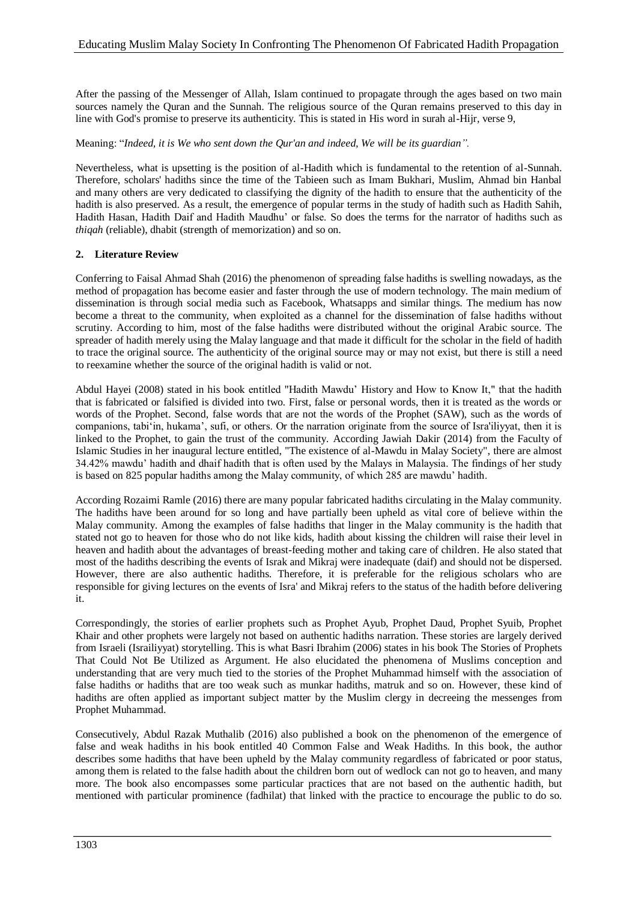After the passing of the Messenger of Allah, Islam continued to propagate through the ages based on two main sources namely the Quran and the Sunnah. The religious source of the Quran remains preserved to this day in line with God's promise to preserve its authenticity. This is stated in His word in surah al-Hijr, verse 9,

Meaning: "*Indeed, it is We who sent down the Qur'an and indeed, We will be its guardian".*

Nevertheless, what is upsetting is the position of al-Hadith which is fundamental to the retention of al-Sunnah. Therefore, scholars' hadiths since the time of the Tabieen such as Imam Bukhari, Muslim, Ahmad bin Hanbal and many others are very dedicated to classifying the dignity of the hadith to ensure that the authenticity of the hadith is also preserved. As a result, the emergence of popular terms in the study of hadith such as Hadith Sahih, Hadith Hasan, Hadith Daif and Hadith Maudhu' or false. So does the terms for the narrator of hadiths such as *thiqah* (reliable), dhabit (strength of memorization) and so on.

## 2. Literature Review

Conferring to Faisal Ahmad Shah (2016) the phenomenon of spreading false hadiths is swelling nowadays, as the method of propagation has become easier and faster through the use of modern technology. The main medium of dissemination is through social media such as Facebook, Whatsapps and similar things. The medium has now become a threat to the community, when exploited as a channel for the dissemination of false hadiths without scrutiny. According to him, most of the false hadiths were distributed without the original Arabic source. The spreader of hadith merely using the Malay language and that made it difficult for the scholar in the field of hadith to trace the original source. The authenticity of the original source may or may not exist, but there is still a need to reexamine whether the source of the original hadith is valid or not.

Abdul Hayei (2008) stated in his book entitled "Hadith Mawdu' History and How to Know It," that the hadith that is fabricated or falsified is divided into two. First, false or personal words, then it is treated as the words or words of the Prophet. Second, false words that are not the words of the Prophet (SAW), such as the words of companions, tabi'in, hukama', sufi, or others. Or the narration originate from the source of Isra'iliyyat, then it is linked to the Prophet, to gain the trust of the community. According Jawiah Dakir (2014) from the Faculty of Islamic Studies in her inaugural lecture entitled, "The existence of al-Mawdu in Malay Society", there are almost 34.42% mawdu' hadith and dhaif hadith that is often used by the Malays in Malaysia. The findings of her study is based on 825 popular hadiths among the Malay community, of which 285 are mawdu' hadith.

According Rozaimi Ramle (2016) there are many popular fabricated hadiths circulating in the Malay community. The hadiths have been around for so long and have partially been upheld as vital core of believe within the Malay community. Among the examples of false hadiths that linger in the Malay community is the hadith that stated not go to heaven for those who do not like kids, hadith about kissing the children will raise their level in heaven and hadith about the advantages of breast-feeding mother and taking care of children. He also stated that most of the hadiths describing the events of Israk and Mikraj were inadequate (daif) and should not be dispersed. However, there are also authentic hadiths. Therefore, it is preferable for the religious scholars who are responsible for giving lectures on the events of Isra' and Mikraj refers to the status of the hadith before delivering it.

Correspondingly, the stories of earlier prophets such as Prophet Ayub, Prophet Daud, Prophet Syuib, Prophet Khair and other prophets were largely not based on authentic hadiths narration. These stories are largely derived from Israeli (Israiliyyat) storytelling. This is what Basri Ibrahim (2006) states in his book The Stories of Prophets That Could Not Be Utilized as Argument. He also elucidated the phenomena of Muslims conception and understanding that are very much tied to the stories of the Prophet Muhammad himself with the association of false hadiths or hadiths that are too weak such as munkar hadiths, matruk and so on. However, these kind of hadiths are often applied as important subject matter by the Muslim clergy in decreeing the messenges from Prophet Muhammad.

Consecutively, Abdul Razak Muthalib (2016) also published a book on the phenomenon of the emergence of false and weak hadiths in his book entitled 40 Common False and Weak Hadiths. In this book, the author describes some hadiths that have been upheld by the Malay community regardless of fabricated or poor status, among them is related to the false hadith about the children born out of wedlock can not go to heaven, and many more. The book also encompasses some particular practices that are not based on the authentic hadith, but mentioned with particular prominence (fadhilat) that linked with the practice to encourage the public to do so.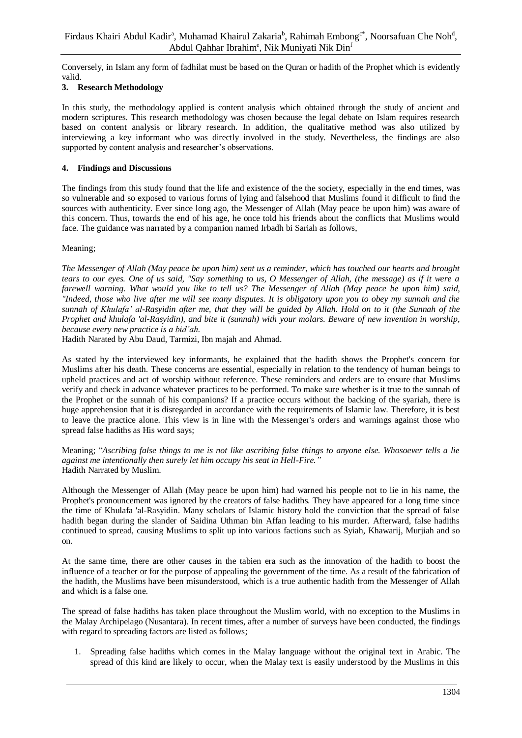Conversely, in Islam any form of fadhilat must be based on the Quran or hadith of the Prophet which is evidently valid.

## 3. Research Methodology

In this study, the methodology applied is content analysis which obtained through the study of ancient and modern scriptures. This research methodology was chosen because the legal debate on Islam requires research based on content analysis or library research. In addition, the qualitative method was also utilized by interviewing a key informant who was directly involved in the study. Nevertheless, the findings are also supported by content analysis and researcher's observations.

## 4. Findings and Discussions

The findings from this study found that the life and existence of the the society, especially in the end times, was so vulnerable and so exposed to various forms of lying and falsehood that Muslims found it difficult to find the sources with authenticity. Ever since long ago, the Messenger of Allah (May peace be upon him) was aware of this concern. Thus, towards the end of his age, he once told his friends about the conflicts that Muslims would face. The guidance was narrated by a companion named Irbadh bi Sariah as follows,

Meaning;

*The Messenger of Allah (May peace be upon him) sent us a reminder, which has touched our hearts and brought tears to our eyes. One of us said, "Say something to us, O Messenger of Allah, (the message) as if it were a farewell warning. What would you like to tell us? The Messenger of Allah (May peace be upon him) said, "Indeed, those who live after me will see many disputes. It is obligatory upon you to obey my sunnah and the sunnah of Khulafa' al-Rasyidin after me, that they will be guided by Allah. Hold on to it (the Sunnah of the Prophet and khulafa 'al-Rasyidin), and bite it (sunnah) with your molars. Beware of new invention in worship, because every new practice is a bid'ah.*

Hadith Narated by Abu Daud, Tarmizi, Ibn majah and Ahmad.

As stated by the interviewed key informants, he explained that the hadith shows the Prophet's concern for Muslims after his death. These concerns are essential, especially in relation to the tendency of human beings to upheld practices and act of worship without reference. These reminders and orders are to ensure that Muslims verify and check in advance whatever practices to be performed. To make sure whether is it true to the sunnah of the Prophet or the sunnah of his companions? If a practice occurs without the backing of the syariah, there is huge apprehension that it is disregarded in accordance with the requirements of Islamic law. Therefore, it is best to leave the practice alone. This view is in line with the Messenger's orders and warnings against those who spread false hadiths as His word says;

Meaning; "*Ascribing false things to me is not like ascribing false things to anyone else. Whosoever tells a lie against me intentionally then surely let him occupy his seat in Hell-Fire."*

Hadith Narrated by Muslim.

Although the Messenger of Allah (May peace be upon him) had warned his people not to lie in his name, the Prophet's pronouncement was ignored by the creators of false hadiths. They have appeared for a long time since the time of Khulafa 'al-Rasyidin. Many scholars of Islamic history hold the conviction that the spread of false hadith began during the slander of Saidina Uthman bin Affan leading to his murder. Afterward, false hadiths continued to spread, causing Muslims to split up into various factions such as Syiah, Khawarij, Murjiah and so on.

At the same time, there are other causes in the tabien era such as the innovation of the hadith to boost the influence of a teacher or for the purpose of appealing the government of the time. As a result of the fabrication of the hadith, the Muslims have been misunderstood, which is a true authentic hadith from the Messenger of Allah and which is a false one.

The spread of false hadiths has taken place throughout the Muslim world, with no exception to the Muslims in the Malay Archipelago (Nusantara). In recent times, after a number of surveys have been conducted, the findings with regard to spreading factors are listed as follows;

1. Spreading false hadiths which comes in the Malay language without the original text in Arabic. The spread of this kind are likely to occur, when the Malay text is easily understood by the Muslims in this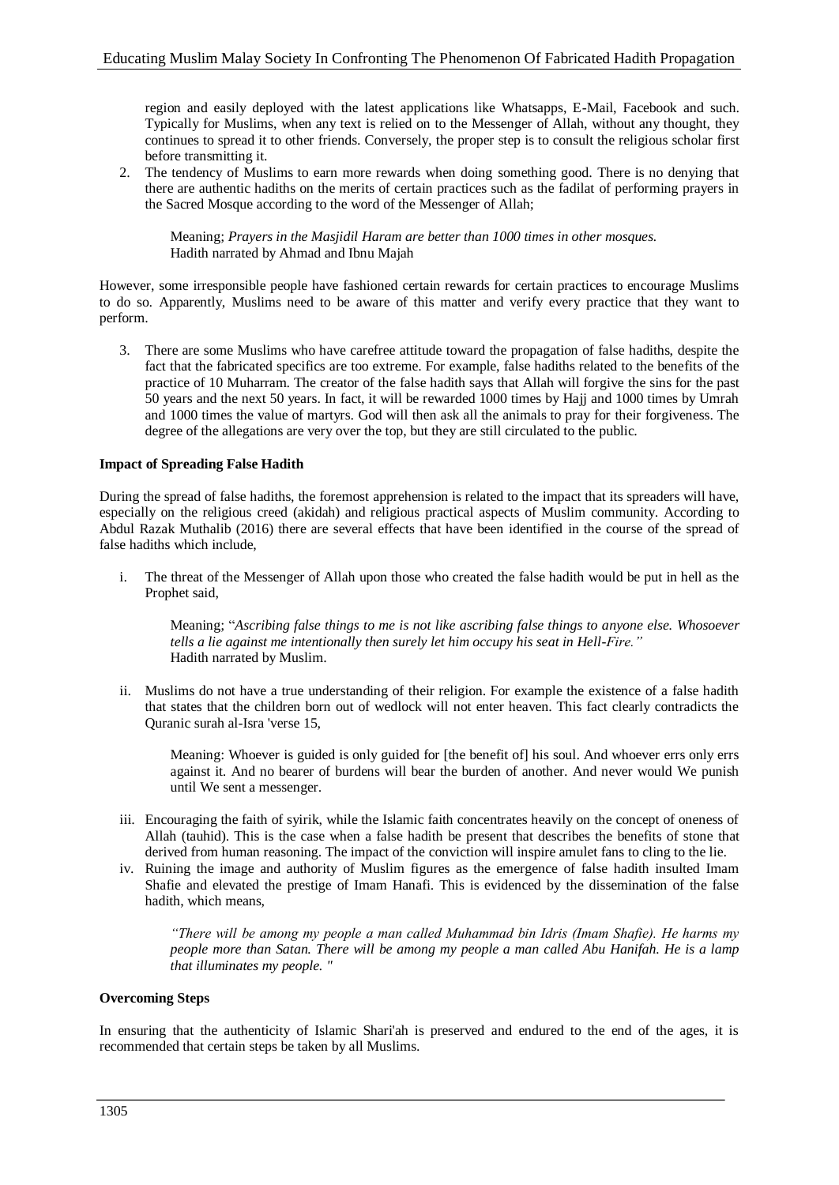region and easily deployed with the latest applications like Whatsapps, E-Mail, Facebook and such. Typically for Muslims, when any text is relied on to the Messenger of Allah, without any thought, they continues to spread it to other friends. Conversely, the proper step is to consult the religious scholar first before transmitting it.

2. The tendency of Muslims to earn more rewards when doing something good. There is no denying that there are authentic hadiths on the merits of certain practices such as the fadilat of performing prayers in the Sacred Mosque according to the word of the Messenger of Allah;

    Meaning; *Prayers in the Masjidil Haram are better than 1000 times in other mosques.*
    Hadith narrated by Ahmad and Ibnu Majah

However, some irresponsible people have fashioned certain rewards for certain practices to encourage Muslims to do so. Apparently, Muslims need to be aware of this matter and verify every practice that they want to perform.

3. There are some Muslims who have carefree attitude toward the propagation of false hadiths, despite the fact that the fabricated specifics are too extreme. For example, false hadiths related to the benefits of the practice of 10 Muharram. The creator of the false hadith says that Allah will forgive the sins for the past 50 years and the next 50 years. In fact, it will be rewarded 1000 times by Hajj and 1000 times by Umrah and 1000 times the value of martyrs. God will then ask all the animals to pray for their forgiveness. The degree of the allegations are very over the top, but they are still circulated to the public.

**Impact of Spreading False Hadith**

During the spread of false hadiths, the foremost apprehension is related to the impact that its spreaders will have, especially on the religious creed (akidah) and religious practical aspects of Muslim community. According to Abdul Razak Muthalib (2016) there are several effects that have been identified in the course of the spread of false hadiths which include,

i. The threat of the Messenger of Allah upon those who created the false hadith would be put in hell as the Prophet said,

    Meaning; "*Ascribing false things to me is not like ascribing false things to anyone else. Whosoever tells a lie against me intentionally then surely let him occupy his seat in Hell-Fire.*"
    Hadith narrated by Muslim.

ii. Muslims do not have a true understanding of their religion. For example the existence of a false hadith that states that the children born out of wedlock will not enter heaven. This fact clearly contradicts the Quranic surah al-Isra 'verse 15,

    Meaning: Whoever is guided is only guided for [the benefit of] his soul. And whoever errs only errs against it. And no bearer of burdens will bear the burden of another. And never would We punish until We sent a messenger.

iii. Encouraging the faith of syirik, while the Islamic faith concentrates heavily on the concept of oneness of Allah (tauhid). This is the case when a false hadith be present that describes the benefits of stone that derived from human reasoning. The impact of the conviction will inspire amulet fans to cling to the lie.

iv. Ruining the image and authority of Muslim figures as the emergence of false hadith insulted Imam Shafie and elevated the prestige of Imam Hanafi. This is evidenced by the dissemination of the false hadith, which means,

    *"There will be among my people a man called Muhammad bin Idris (Imam Shafie). He harms my people more than Satan. There will be among my people a man called Abu Hanifah. He is a lamp that illuminates my people. "*

**Overcoming Steps**

In ensuring that the authenticity of Islamic Shari'ah is preserved and endured to the end of the ages, it is recommended that certain steps be taken by all Muslims.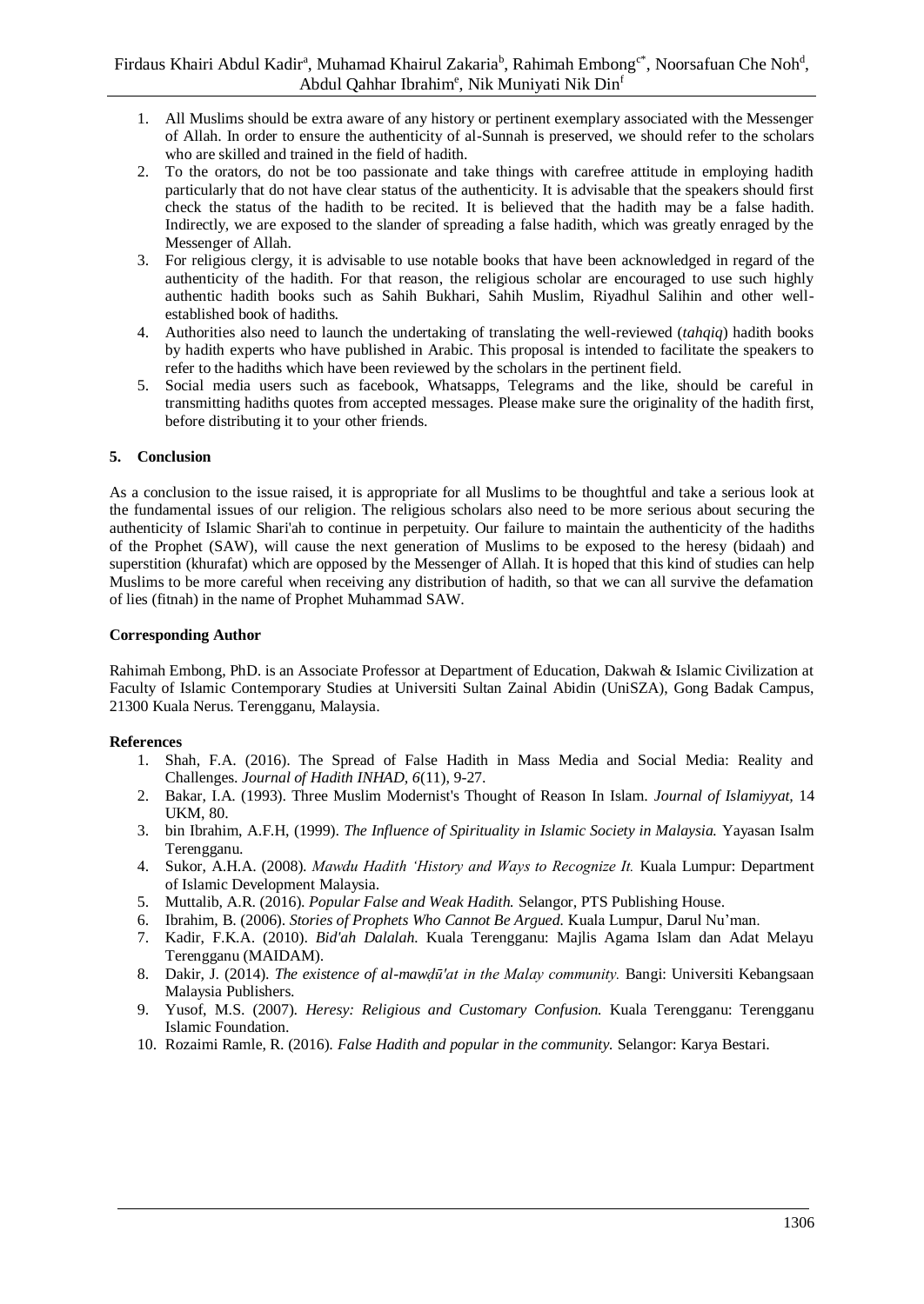1. All Muslims should be extra aware of any history or pertinent exemplary associated with the Messenger of Allah. In order to ensure the authenticity of al-Sunnah is preserved, we should refer to the scholars who are skilled and trained in the field of hadith.
2. To the orators, do not be too passionate and take things with carefree attitude in employing hadith particularly that do not have clear status of the authenticity. It is advisable that the speakers should first check the status of the hadith to be recited. It is believed that the hadith may be a false hadith. Indirectly, we are exposed to the slander of spreading a false hadith, which was greatly enraged by the Messenger of Allah.
3. For religious clergy, it is advisable to use notable books that have been acknowledged in regard of the authenticity of the hadith. For that reason, the religious scholar are encouraged to use such highly authentic hadith books such as Sahih Bukhari, Sahih Muslim, Riyadhul Salihin and other well-established book of hadiths.
4. Authorities also need to launch the undertaking of translating the well-reviewed (*tahqiq*) hadith books by hadith experts who have published in Arabic. This proposal is intended to facilitate the speakers to refer to the hadiths which have been reviewed by the scholars in the pertinent field.
5. Social media users such as facebook, Whatsapps, Telegrams and the like, should be careful in transmitting hadiths quotes from accepted messages. Please make sure the originality of the hadith first, before distributing it to your other friends.

## 5. Conclusion

As a conclusion to the issue raised, it is appropriate for all Muslims to be thoughtful and take a serious look at the fundamental issues of our religion. The religious scholars also need to be more serious about securing the authenticity of Islamic Shari'ah to continue in perpetuity. Our failure to maintain the authenticity of the hadiths of the Prophet (SAW), will cause the next generation of Muslims to be exposed to the heresy (bidaah) and superstition (khurafat) which are opposed by the Messenger of Allah. It is hoped that this kind of studies can help Muslims to be more careful when receiving any distribution of hadith, so that we can all survive the defamation of lies (fitnah) in the name of Prophet Muhammad SAW.

### Corresponding Author

Rahimah Embong, PhD. is an Associate Professor at Department of Education, Dakwah & Islamic Civilization at Faculty of Islamic Contemporary Studies at Universiti Sultan Zainal Abidin (UniSZA), Gong Badak Campus, 21300 Kuala Nerus. Terengganu, Malaysia.

### References

1. Shah, F.A. (2016). The Spread of False Hadith in Mass Media and Social Media: Reality and Challenges. *Journal of Hadith INHAD, 6*(11), 9-27.
2. Bakar, I.A. (1993). Three Muslim Modernist's Thought of Reason In Islam. *Journal of Islamiyyat,* 14 UKM, 80.
3. bin Ibrahim, A.F.H, (1999). *The Influence of Spirituality in Islamic Society in Malaysia.* Yayasan Isalm Terengganu.
4. Sukor, A.H.A. (2008). *Mawdu Hadith 'History and Ways to Recognize It.* Kuala Lumpur: Department of Islamic Development Malaysia.
5. Muttalib, A.R. (2016). *Popular False and Weak Hadith.* Selangor, PTS Publishing House.
6. Ibrahim, B. (2006). *Stories of Prophets Who Cannot Be Argued.* Kuala Lumpur, Darul Nu'man.
7. Kadir, F.K.A. (2010). *Bid'ah Dalalah.* Kuala Terengganu: Majlis Agama Islam dan Adat Melayu Terengganu (MAIDAM).
8. Dakir, J. (2014). *The existence of al-mawḍū'at in the Malay community.* Bangi: Universiti Kebangsaan Malaysia Publishers.
9. Yusof, M.S. (2007). *Heresy: Religious and Customary Confusion.* Kuala Terengganu: Terengganu Islamic Foundation.
10. Rozaimi Ramle, R. (2016). *False Hadith and popular in the community.* Selangor: Karya Bestari.